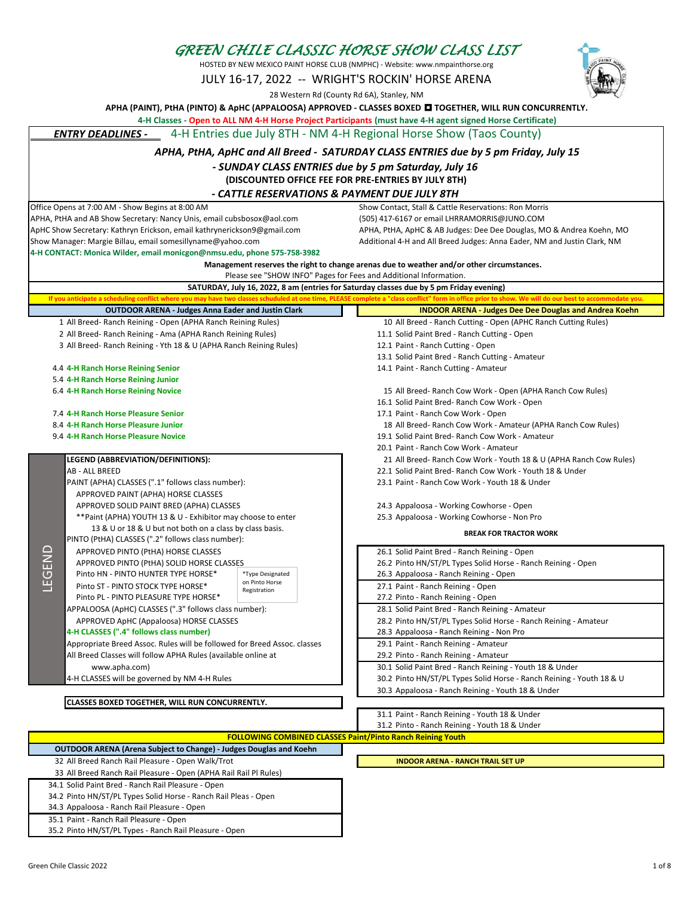# GREEN CHILE CLASSIC HORSE SHOW CLASS LIST

HOSTED BY NEW MEXICO PAINT HORSE CLUB (NMPHC) - Website: www.nmpainthorse.org

JULY 16-17, 2022 -- WRIGHT'S ROCKIN' HORSE ARENA

28 Western Rd (County Rd 6A), Stanley, NM

**APHA (PAINT), PtHA (PINTO) & ApHC (APPALOOSA) APPROVED - CLASSES BOXED ◘ TOGETHER, WILL RUN CONCURRENTLY.**

**4-H Classes - Open to ALL NM 4-H Horse Project Participants (must have 4-H agent signed Horse Certificate)**

***ENTRY DEADLINES -*** 4-H Entries due July 8TH - NM 4-H Regional Horse Show (Taos County)

***APHA, PtHA, ApHC and All Breed - SATURDAY CLASS ENTRIES due by 5 pm Friday, July 15***

***- SUNDAY CLASS ENTRIES due by 5 pm Saturday, July 16***

**(DISCOUNTED OFFICE FEE FOR PRE-ENTRIES BY JULY 8TH)**

***- CATTLE RESERVATIONS & PAYMENT DUE JULY 8TH***

Office Opens at 7:00 AM - Show Begins at 8:00 AM
APHA, PtHA and AB Show Secretary: Nancy Unis, email cubsbosox@aol.com
ApHC Show Secretary: Kathryn Erickson, email kathrynerickson9@gmail.com
Show Manager: Margie Billau, email somesillyname@yahoo.com
**4-H CONTACT: Monica Wilder, email monicgon@nmsu.edu, phone 575-758-3982**

Show Contact, Stall & Cattle Reservations: Ron Morris
(505) 417-6167 or email LHRRAMORRIS@JUNO.COM
APHA, PtHA, ApHC & AB Judges: Dee Dee Douglas, MO & Andrea Koehn, MO
Additional 4-H and All Breed Judges: Anna Eader, NM and Justin Clark, NM

**Management reserves the right to change arenas due to weather and/or other circumstances.**

Please see "SHOW INFO" Pages for Fees and Additional Information.

**SATURDAY, July 16, 2022, 8 am (entries for Saturday classes due by 5 pm Friday evening)**

**If you anticipate a scheduling conflict where you may have two classes schuduled at one time, PLEASE complete a "class conflict" form in office prior to show. We will do our best to accommodate you.**

## OUTDOOR ARENA - Judges Anna Eader and Justin Clark

1 All Breed- Ranch Reining - Open (APHA Ranch Reining Rules)
2 All Breed- Ranch Reining - Ama (APHA Ranch Reining Rules)
3 All Breed- Ranch Reining - Yth 18 & U (APHA Ranch Reining Rules)

4.4 **4-H Ranch Horse Reining Senior**
5.4 **4-H Ranch Horse Reining Junior**
6.4 **4-H Ranch Horse Reining Novice**

7.4 **4-H Ranch Horse Pleasure Senior**
8.4 **4-H Ranch Horse Pleasure Junior**
9.4 **4-H Ranch Horse Pleasure Novice**

### LEGEND (ABBREVIATION/DEFINITIONS):

AB - ALL BREED
PAINT (APHA) CLASSES (".1" follows class number):
- APPROVED PAINT (APHA) HORSE CLASSES
- APPROVED SOLID PAINT BRED (APHA) CLASSES
- **Paint (APHA) YOUTH 13 & U - Exhibitor may choose to enter 13 & U or 18 & U but not both on a class by class basis.

PINTO (PtHA) CLASSES (".2" follows class number):
- APPROVED PINTO (PtHA) HORSE CLASSES
- APPROVED PINTO (PtHA) SOLID HORSE CLASSES
- Pinto HN - PINTO HUNTER TYPE HORSE*
- Pinto ST - PINTO STOCK TYPE HORSE*
- Pinto PL - PINTO PLEASURE TYPE HORSE*

*Type Designated on Pinto Horse Registration

APPALOOSA (ApHC) CLASSES (".3" follows class number):
- APPROVED ApHC (Appaloosa) HORSE CLASSES

**4-H CLASSES (".4" follows class number)**

Appropriate Breed Assoc. Rules will be followed for Breed Assoc. classes
All Breed Classes will follow APHA Rules (available online at www.apha.com)
4-H CLASSES will be governed by NM 4-H Rules

**CLASSES BOXED TOGETHER, WILL RUN CONCURRENTLY.**

## INDOOR ARENA - Judges Dee Dee Douglas and Andrea Koehn

10 All Breed - Ranch Cutting - Open (APHC Ranch Cutting Rules)
11.1 Solid Paint Bred - Ranch Cutting - Open
12.1 Paint - Ranch Cutting - Open
13.1 Solid Paint Bred - Ranch Cutting - Amateur
14.1 Paint - Ranch Cutting - Amateur

15 All Breed- Ranch Cow Work - Open (APHA Ranch Cow Rules)
16.1 Solid Paint Bred- Ranch Cow Work - Open
17.1 Paint - Ranch Cow Work - Open
18 All Breed- Ranch Cow Work - Amateur (APHA Ranch Cow Rules)
19.1 Solid Paint Bred- Ranch Cow Work - Amateur
20.1 Paint - Ranch Cow Work - Amateur
21 All Breed- Ranch Cow Work - Youth 18 & U (APHA Ranch Cow Rules)
22.1 Solid Paint Bred- Ranch Cow Work - Youth 18 & Under
23.1 Paint - Ranch Cow Work - Youth 18 & Under

24.3 Appaloosa - Working Cowhorse - Open
25.3 Appaloosa - Working Cowhorse - Non Pro

**BREAK FOR TRACTOR WORK**

26.1 Solid Paint Bred - Ranch Reining - Open
26.2 Pinto HN/ST/PL Types Solid Horse - Ranch Reining - Open
26.3 Appaloosa - Ranch Reining - Open

27.1 Paint - Ranch Reining - Open
27.2 Pinto - Ranch Reining - Open

28.1 Solid Paint Bred - Ranch Reining - Amateur
28.2 Pinto HN/ST/PL Types Solid Horse - Ranch Reining - Amateur
28.3 Appaloosa - Ranch Reining - Non Pro

29.1 Paint - Ranch Reining - Amateur
29.2 Pinto - Ranch Reining - Amateur

30.1 Solid Paint Bred - Ranch Reining - Youth 18 & Under
30.2 Pinto HN/ST/PL Types Solid Horse - Ranch Reining - Youth 18 & U
30.3 Appaloosa - Ranch Reining - Youth 18 & Under

31.1 Paint - Ranch Reining - Youth 18 & Under
31.2 Pinto - Ranch Reining - Youth 18 & Under

**FOLLOWING COMBINED CLASSES Paint/Pinto Ranch Reining Youth**

## OUTDOOR ARENA (Arena Subject to Change) - Judges Douglas and Koehn

32 All Breed Ranch Rail Pleasure - Open Walk/Trot
33 All Breed Ranch Rail Pleasure - Open (APHA Rail Rail Pl Rules)

34.1 Solid Paint Bred - Ranch Rail Pleasure - Open
34.2 Pinto HN/ST/PL Types Solid Horse - Ranch Rail Pleas - Open
34.3 Appaloosa - Ranch Rail Pleasure - Open

35.1 Paint - Ranch Rail Pleasure - Open
35.2 Pinto HN/ST/PL Types - Ranch Rail Pleasure - Open

## INDOOR ARENA - RANCH TRAIL SET UP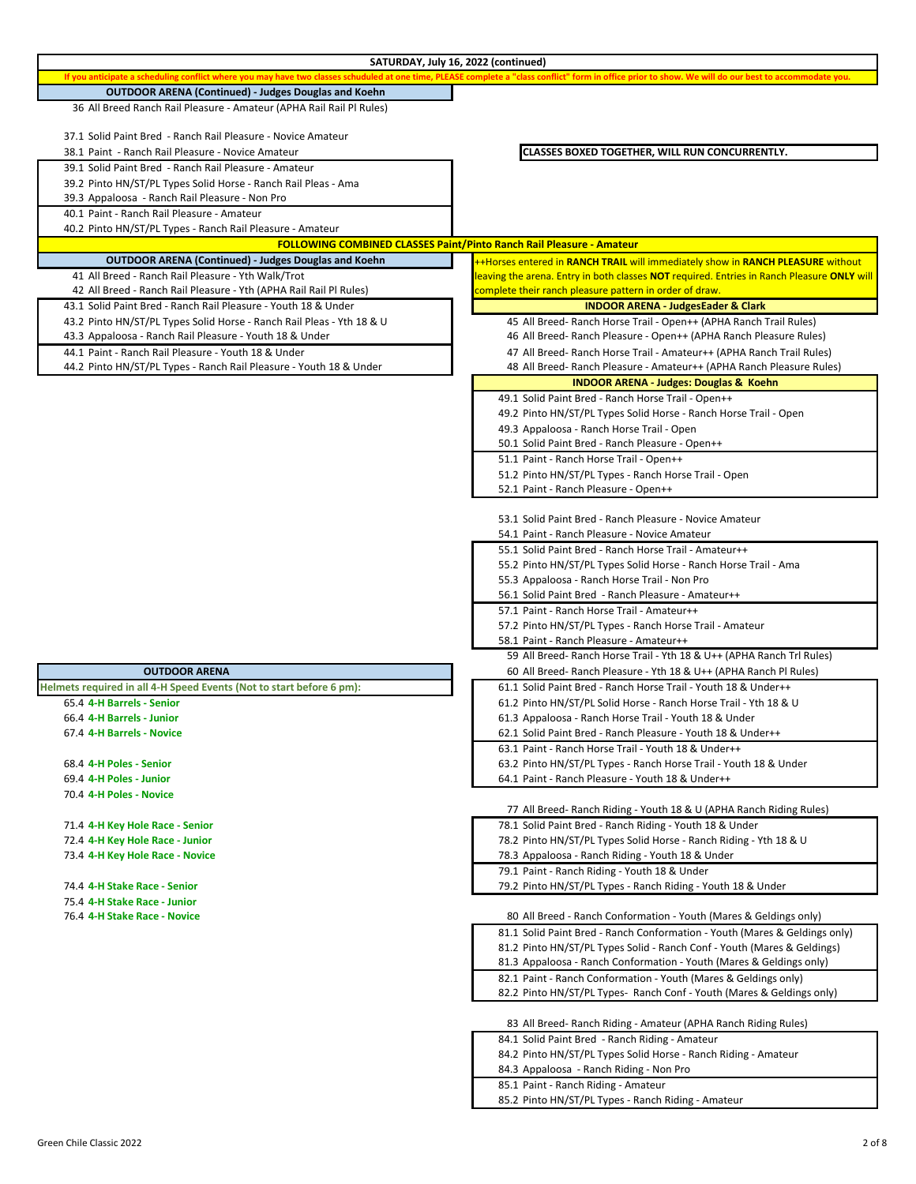## SATURDAY, July 16, 2022 (continued)

**If you anticipate a scheduling conflict where you may have two classes schuduled at one time, PLEASE complete a "class conflict" form in office prior to show. We will do our best to accommodate you.**

**CLASSES BOXED TOGETHER, WILL RUN CONCURRENTLY.**

### OUTDOOR ARENA (Continued) - Judges Douglas and Koehn

36 All Breed Ranch Rail Pleasure - Amateur (APHA Rail Rail Pl Rules)

37.1 Solid Paint Bred - Ranch Rail Pleasure - Novice Amateur
38.1 Paint - Ranch Rail Pleasure - Novice Amateur

39.1 Solid Paint Bred - Ranch Rail Pleasure - Amateur
39.2 Pinto HN/ST/PL Types Solid Horse - Ranch Rail Pleas - Ama
39.3 Appaloosa - Ranch Rail Pleasure - Non Pro

40.1 Paint - Ranch Rail Pleasure - Amateur
40.2 Pinto HN/ST/PL Types - Ranch Rail Pleasure - Amateur

**FOLLOWING COMBINED CLASSES Paint/Pinto Ranch Rail Pleasure - Amateur**

### OUTDOOR ARENA (Continued) - Judges Douglas and Koehn

41 All Breed - Ranch Rail Pleasure - Yth Walk/Trot
42 All Breed - Ranch Rail Pleasure - Yth (APHA Rail Rail Pl Rules)

43.1 Solid Paint Bred - Ranch Rail Pleasure - Youth 18 & Under
43.2 Pinto HN/ST/PL Types Solid Horse - Ranch Rail Pleas - Yth 18 & U
43.3 Appaloosa - Ranch Rail Pleasure - Youth 18 & Under

44.1 Paint - Ranch Rail Pleasure - Youth 18 & Under
44.2 Pinto HN/ST/PL Types - Ranch Rail Pleasure - Youth 18 & Under

### OUTDOOR ARENA

**Helmets required in all 4-H Speed Events (Not to start before 6 pm):**

65.4 **4-H Barrels - Senior**
66.4 **4-H Barrels - Junior**
67.4 **4-H Barrels - Novice**

68.4 **4-H Poles - Senior**
69.4 **4-H Poles - Junior**
70.4 **4-H Poles - Novice**

71.4 **4-H Key Hole Race - Senior**
72.4 **4-H Key Hole Race - Junior**
73.4 **4-H Key Hole Race - Novice**

74.4 **4-H Stake Race - Senior**
75.4 **4-H Stake Race - Junior**
76.4 **4-H Stake Race - Novice**

++Horses entered in **RANCH TRAIL** will immediately show in **RANCH PLEASURE** without leaving the arena. Entry in both classes **NOT** required. Entries in Ranch Pleasure **ONLY** will complete their ranch pleasure pattern in order of draw.

### INDOOR ARENA - JudgesEader & Clark

45 All Breed- Ranch Horse Trail - Open++ (APHA Ranch Trail Rules)
46 All Breed- Ranch Pleasure - Open++ (APHA Ranch Pleasure Rules)
47 All Breed- Ranch Horse Trail - Amateur++ (APHA Ranch Trail Rules)
48 All Breed- Ranch Pleasure - Amateur++ (APHA Ranch Pleasure Rules)

### INDOOR ARENA - Judges: Douglas & Koehn

49.1 Solid Paint Bred - Ranch Horse Trail - Open++
49.2 Pinto HN/ST/PL Types Solid Horse - Ranch Horse Trail - Open
49.3 Appaloosa - Ranch Horse Trail - Open
50.1 Solid Paint Bred - Ranch Pleasure - Open++

51.1 Paint - Ranch Horse Trail - Open++
51.2 Pinto HN/ST/PL Types - Ranch Horse Trail - Open
52.1 Paint - Ranch Pleasure - Open++

53.1 Solid Paint Bred - Ranch Pleasure - Novice Amateur
54.1 Paint - Ranch Pleasure - Novice Amateur

55.1 Solid Paint Bred - Ranch Horse Trail - Amateur++
55.2 Pinto HN/ST/PL Types Solid Horse - Ranch Horse Trail - Ama
55.3 Appaloosa - Ranch Horse Trail - Non Pro
56.1 Solid Paint Bred - Ranch Pleasure - Amateur++

57.1 Paint - Ranch Horse Trail - Amateur++
57.2 Pinto HN/ST/PL Types - Ranch Horse Trail - Amateur
58.1 Paint - Ranch Pleasure - Amateur++

59 All Breed- Ranch Horse Trail - Yth 18 & U++ (APHA Ranch Trl Rules)
60 All Breed- Ranch Pleasure - Yth 18 & U++ (APHA Ranch Pl Rules)

61.1 Solid Paint Bred - Ranch Horse Trail - Youth 18 & Under++
61.2 Pinto HN/ST/PL Solid Horse - Ranch Horse Trail - Yth 18 & U
61.3 Appaloosa - Ranch Horse Trail - Youth 18 & Under
62.1 Solid Paint Bred - Ranch Pleasure - Youth 18 & Under++

63.1 Paint - Ranch Horse Trail - Youth 18 & Under++
63.2 Pinto HN/ST/PL Types - Ranch Horse Trail - Youth 18 & Under
64.1 Paint - Ranch Pleasure - Youth 18 & Under++

77 All Breed- Ranch Riding - Youth 18 & U (APHA Ranch Riding Rules)

78.1 Solid Paint Bred - Ranch Riding - Youth 18 & Under
78.2 Pinto HN/ST/PL Types Solid Horse - Ranch Riding - Yth 18 & U
78.3 Appaloosa - Ranch Riding - Youth 18 & Under

79.1 Paint - Ranch Riding - Youth 18 & Under
79.2 Pinto HN/ST/PL Types - Ranch Riding - Youth 18 & Under

80 All Breed - Ranch Conformation - Youth (Mares & Geldings only)

81.1 Solid Paint Bred - Ranch Conformation - Youth (Mares & Geldings only)
81.2 Pinto HN/ST/PL Types Solid - Ranch Conf - Youth (Mares & Geldings)
81.3 Appaloosa - Ranch Conformation - Youth (Mares & Geldings only)

82.1 Paint - Ranch Conformation - Youth (Mares & Geldings only)
82.2 Pinto HN/ST/PL Types- Ranch Conf - Youth (Mares & Geldings only)

83 All Breed- Ranch Riding - Amateur (APHA Ranch Riding Rules)

84.1 Solid Paint Bred - Ranch Riding - Amateur
84.2 Pinto HN/ST/PL Types Solid Horse - Ranch Riding - Amateur
84.3 Appaloosa - Ranch Riding - Non Pro

85.1 Paint - Ranch Riding - Amateur
85.2 Pinto HN/ST/PL Types - Ranch Riding - Amateur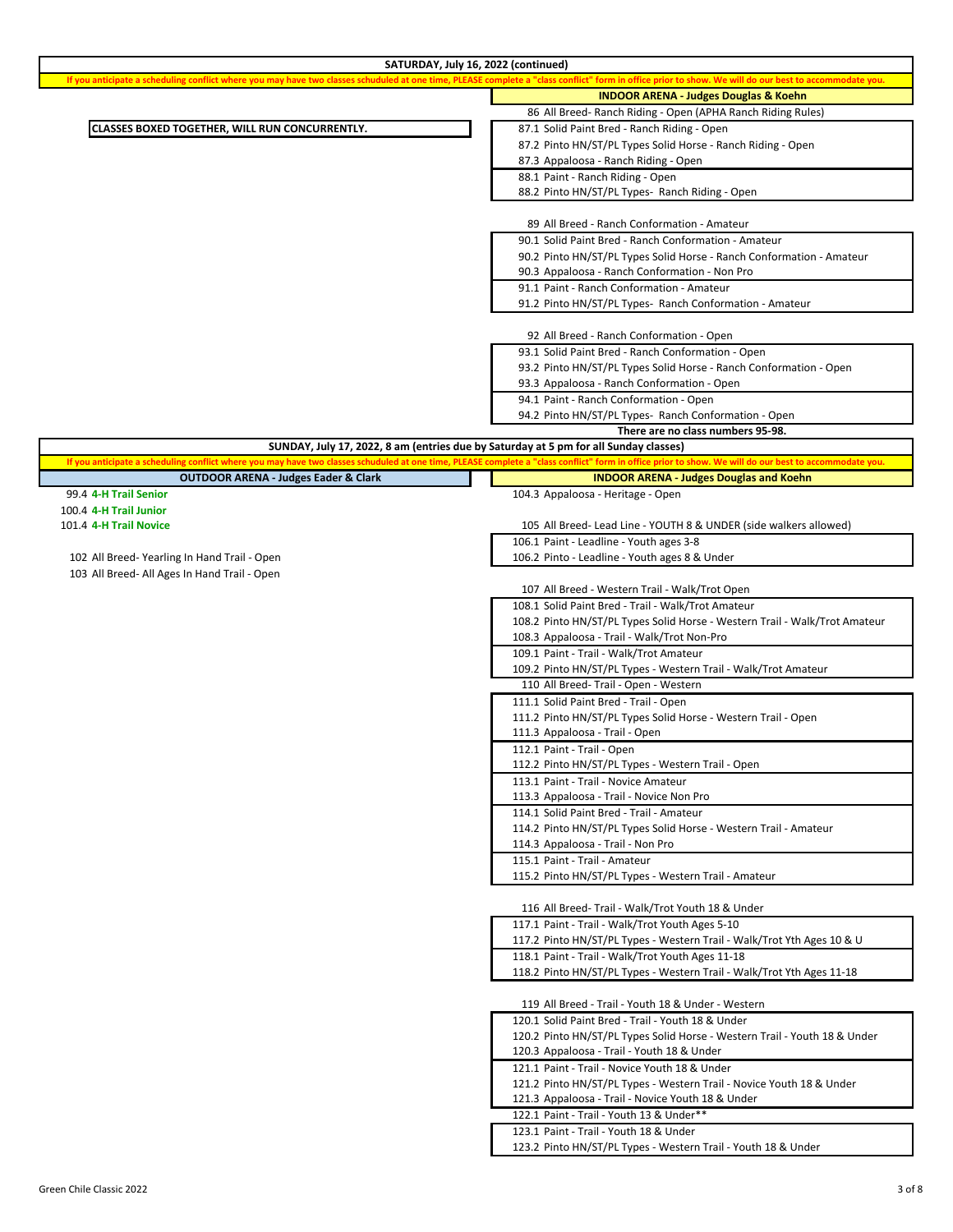## SATURDAY, July 16, 2022 (continued)

**If you anticipate a scheduling conflict where you may have two classes schuduled at one time, PLEASE complete a "class conflict" form in office prior to show. We will do our best to accommodate you.**

**CLASSES BOXED TOGETHER, WILL RUN CONCURRENTLY.**

### INDOOR ARENA - Judges Douglas & Koehn

86 All Breed - Ranch Riding - Open (APHA Ranch Riding Rules)

- 87.1 Solid Paint Bred - Ranch Riding - Open
- 87.2 Pinto HN/ST/PL Types Solid Horse - Ranch Riding - Open
- 87.3 Appaloosa - Ranch Riding - Open

- 88.1 Paint - Ranch Riding - Open
- 88.2 Pinto HN/ST/PL Types- Ranch Riding - Open

89 All Breed - Ranch Conformation - Amateur

- 90.1 Solid Paint Bred - Ranch Conformation - Amateur
- 90.2 Pinto HN/ST/PL Types Solid Horse - Ranch Conformation - Amateur
- 90.3 Appaloosa - Ranch Conformation - Non Pro

- 91.1 Paint - Ranch Conformation - Amateur
- 91.2 Pinto HN/ST/PL Types- Ranch Conformation - Amateur

92 All Breed - Ranch Conformation - Open

- 93.1 Solid Paint Bred - Ranch Conformation - Open
- 93.2 Pinto HN/ST/PL Types Solid Horse - Ranch Conformation - Open
- 93.3 Appaloosa - Ranch Conformation - Open

- 94.1 Paint - Ranch Conformation - Open
- 94.2 Pinto HN/ST/PL Types- Ranch Conformation - Open

**There are no class numbers 95-98.**

## SUNDAY, July 17, 2022, 8 am (entries due by Saturday at 5 pm for all Sunday classes)

**If you anticipate a scheduling conflict where you may have two classes schuduled at one time, PLEASE complete a "class conflict" form in office prior to show. We will do our best to accommodate you.**

### OUTDOOR ARENA - Judges Eader & Clark

- 99.4 **4-H Trail Senior**
- 100.4 **4-H Trail Junior**
- 101.4 **4-H Trail Novice**

- 102 All Breed- Yearling In Hand Trail - Open
- 103 All Breed- All Ages In Hand Trail - Open

### INDOOR ARENA - Judges Douglas and Koehn

104.3 Appaloosa - Heritage - Open

105 All Breed- Lead Line - YOUTH 8 & UNDER (side walkers allowed)

- 106.1 Paint - Leadline - Youth ages 3-8
- 106.2 Pinto - Leadline - Youth ages 8 & Under

107 All Breed - Western Trail - Walk/Trot Open

- 108.1 Solid Paint Bred - Trail - Walk/Trot Amateur
- 108.2 Pinto HN/ST/PL Types Solid Horse - Western Trail - Walk/Trot Amateur
- 108.3 Appaloosa - Trail - Walk/Trot Non-Pro

- 109.1 Paint - Trail - Walk/Trot Amateur
- 109.2 Pinto HN/ST/PL Types - Western Trail - Walk/Trot Amateur

110 All Breed- Trail - Open - Western

- 111.1 Solid Paint Bred - Trail - Open
- 111.2 Pinto HN/ST/PL Types Solid Horse - Western Trail - Open
- 111.3 Appaloosa - Trail - Open

- 112.1 Paint - Trail - Open
- 112.2 Pinto HN/ST/PL Types - Western Trail - Open

- 113.1 Paint - Trail - Novice Amateur
- 113.3 Appaloosa - Trail - Novice Non Pro

- 114.1 Solid Paint Bred - Trail - Amateur
- 114.2 Pinto HN/ST/PL Types Solid Horse - Western Trail - Amateur
- 114.3 Appaloosa - Trail - Non Pro

- 115.1 Paint - Trail - Amateur
- 115.2 Pinto HN/ST/PL Types - Western Trail - Amateur

116 All Breed- Trail - Walk/Trot Youth 18 & Under

- 117.1 Paint - Trail - Walk/Trot Youth Ages 5-10
- 117.2 Pinto HN/ST/PL Types - Western Trail - Walk/Trot Yth Ages 10 & U

- 118.1 Paint - Trail - Walk/Trot Youth Ages 11-18
- 118.2 Pinto HN/ST/PL Types - Western Trail - Walk/Trot Yth Ages 11-18

119 All Breed - Trail - Youth 18 & Under - Western

- 120.1 Solid Paint Bred - Trail - Youth 18 & Under
- 120.2 Pinto HN/ST/PL Types Solid Horse - Western Trail - Youth 18 & Under
- 120.3 Appaloosa - Trail - Youth 18 & Under

- 121.1 Paint - Trail - Novice Youth 18 & Under
- 121.2 Pinto HN/ST/PL Types - Western Trail - Novice Youth 18 & Under
- 121.3 Appaloosa - Trail - Novice Youth 18 & Under

- 122.1 Paint - Trail - Youth 13 & Under**

- 123.1 Paint - Trail - Youth 18 & Under
- 123.2 Pinto HN/ST/PL Types - Western Trail - Youth 18 & Under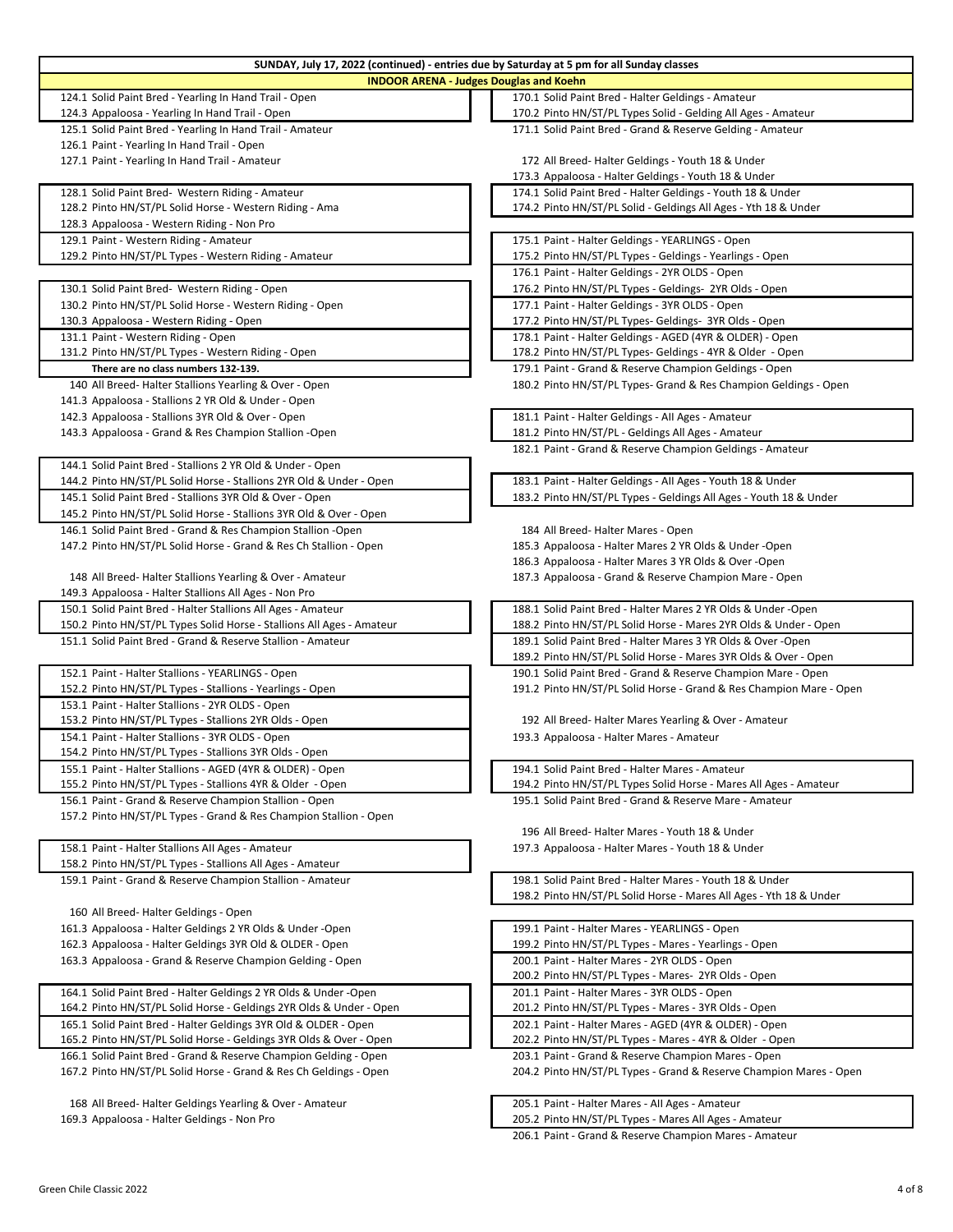## SUNDAY, July 17, 2022 (continued) - entries due by Saturday at 5 pm for all Sunday classes

### INDOOR ARENA - Judges Douglas and Koehn

124.1 Solid Paint Bred - Yearling In Hand Trail - Open
124.3 Appaloosa - Yearling In Hand Trail - Open
125.1 Solid Paint Bred - Yearling In Hand Trail - Amateur
126.1 Paint - Yearling In Hand Trail - Open
127.1 Paint - Yearling In Hand Trail - Amateur

128.1 Solid Paint Bred- Western Riding - Amateur
128.2 Pinto HN/ST/PL Solid Horse - Western Riding - Ama
128.3 Appaloosa - Western Riding - Non Pro
129.1 Paint - Western Riding - Amateur
129.2 Pinto HN/ST/PL Types - Western Riding - Amateur

130.1 Solid Paint Bred- Western Riding - Open
130.2 Pinto HN/ST/PL Solid Horse - Western Riding - Open
130.3 Appaloosa - Western Riding - Open
131.1 Paint - Western Riding - Open
131.2 Pinto HN/ST/PL Types - Western Riding - Open

**There are no class numbers 132-139.**

140 All Breed- Halter Stallions Yearling & Over - Open
141.3 Appaloosa - Stallions 2 YR Old & Under - Open
142.3 Appaloosa - Stallions 3YR Old & Over - Open
143.3 Appaloosa - Grand & Res Champion Stallion -Open

144.1 Solid Paint Bred - Stallions 2 YR Old & Under - Open
144.2 Pinto HN/ST/PL Solid Horse - Stallions 2YR Old & Under - Open
145.1 Solid Paint Bred - Stallions 3YR Old & Over - Open
145.2 Pinto HN/ST/PL Solid Horse - Stallions 3YR Old & Over - Open
146.1 Solid Paint Bred - Grand & Res Champion Stallion -Open
147.2 Pinto HN/ST/PL Solid Horse - Grand & Res Ch Stallion - Open

148 All Breed- Halter Stallions Yearling & Over - Amateur
149.3 Appaloosa - Halter Stallions All Ages - Non Pro
150.1 Solid Paint Bred - Halter Stallions All Ages - Amateur
150.2 Pinto HN/ST/PL Types Solid Horse - Stallions All Ages - Amateur
151.1 Solid Paint Bred - Grand & Reserve Stallion - Amateur

152.1 Paint - Halter Stallions - YEARLINGS - Open
152.2 Pinto HN/ST/PL Types - Stallions - Yearlings - Open
153.1 Paint - Halter Stallions - 2YR OLDS - Open
153.2 Pinto HN/ST/PL Types - Stallions 2YR Olds - Open
154.1 Paint - Halter Stallions - 3YR OLDS - Open
154.2 Pinto HN/ST/PL Types - Stallions 3YR Olds - Open
155.1 Paint - Halter Stallions - AGED (4YR & OLDER) - Open
155.2 Pinto HN/ST/PL Types - Stallions 4YR & Older - Open
156.1 Paint - Grand & Reserve Champion Stallion - Open
157.2 Pinto HN/ST/PL Types - Grand & Res Champion Stallion - Open

158.1 Paint - Halter Stallions All Ages - Amateur
158.2 Pinto HN/ST/PL Types - Stallions All Ages - Amateur
159.1 Paint - Grand & Reserve Champion Stallion - Amateur

160 All Breed- Halter Geldings - Open
161.3 Appaloosa - Halter Geldings 2 YR Olds & Under -Open
162.3 Appaloosa - Halter Geldings 3YR Old & OLDER - Open
163.3 Appaloosa - Grand & Reserve Champion Gelding - Open

164.1 Solid Paint Bred - Halter Geldings 2 YR Olds & Under -Open
164.2 Pinto HN/ST/PL Solid Horse - Geldings 2YR Olds & Under - Open
165.1 Solid Paint Bred - Halter Geldings 3YR Old & OLDER - Open
165.2 Pinto HN/ST/PL Solid Horse - Geldings 3YR Olds & Over - Open
166.1 Solid Paint Bred - Grand & Reserve Champion Gelding - Open
167.2 Pinto HN/ST/PL Solid Horse - Grand & Res Ch Geldings - Open

168 All Breed- Halter Geldings Yearling & Over - Amateur
169.3 Appaloosa - Halter Geldings - Non Pro

170.1 Solid Paint Bred - Halter Geldings - Amateur
170.2 Pinto HN/ST/PL Types Solid - Gelding All Ages - Amateur
171.1 Solid Paint Bred - Grand & Reserve Gelding - Amateur

172 All Breed- Halter Geldings - Youth 18 & Under
173.3 Appaloosa - Halter Geldings - Youth 18 & Under
174.1 Solid Paint Bred - Halter Geldings - Youth 18 & Under
174.2 Pinto HN/ST/PL Solid - Geldings All Ages - Yth 18 & Under

175.1 Paint - Halter Geldings - YEARLINGS - Open
175.2 Pinto HN/ST/PL Types - Geldings - Yearlings - Open
176.1 Paint - Halter Geldings - 2YR OLDS - Open
176.2 Pinto HN/ST/PL Types - Geldings- 2YR Olds - Open
177.1 Paint - Halter Geldings - 3YR OLDS - Open
177.2 Pinto HN/ST/PL Types- Geldings- 3YR Olds - Open
178.1 Paint - Halter Geldings - AGED (4YR & OLDER) - Open
178.2 Pinto HN/ST/PL Types- Geldings - 4YR & Older - Open
179.1 Paint - Grand & Reserve Champion Geldings - Open
180.2 Pinto HN/ST/PL Types- Grand & Res Champion Geldings - Open

181.1 Paint - Halter Geldings - All Ages - Amateur
181.2 Pinto HN/ST/PL - Geldings All Ages - Amateur
182.1 Paint - Grand & Reserve Champion Geldings - Amateur

183.1 Paint - Halter Geldings - All Ages - Youth 18 & Under
183.2 Pinto HN/ST/PL Types - Geldings All Ages - Youth 18 & Under

184 All Breed- Halter Mares - Open
185.3 Appaloosa - Halter Mares 2 YR Olds & Under -Open
186.3 Appaloosa - Halter Mares 3 YR Olds & Over -Open
187.3 Appaloosa - Grand & Reserve Champion Mare - Open

188.1 Solid Paint Bred - Halter Mares 2 YR Olds & Under -Open
188.2 Pinto HN/ST/PL Solid Horse - Mares 2YR Olds & Under - Open
189.1 Solid Paint Bred - Halter Mares 3 YR Olds & Over -Open
189.2 Pinto HN/ST/PL Solid Horse - Mares 3YR Olds & Over - Open
190.1 Solid Paint Bred - Grand & Reserve Champion Mare - Open
191.2 Pinto HN/ST/PL Solid Horse - Grand & Res Champion Mare - Open

192 All Breed- Halter Mares Yearling & Over - Amateur
193.3 Appaloosa - Halter Mares - Amateur

194.1 Solid Paint Bred - Halter Mares - Amateur
194.2 Pinto HN/ST/PL Types Solid Horse - Mares All Ages - Amateur
195.1 Solid Paint Bred - Grand & Reserve Mare - Amateur

196 All Breed- Halter Mares - Youth 18 & Under
197.3 Appaloosa - Halter Mares - Youth 18 & Under

198.1 Solid Paint Bred - Halter Mares - Youth 18 & Under
198.2 Pinto HN/ST/PL Solid Horse - Mares All Ages - Yth 18 & Under

199.1 Paint - Halter Mares - YEARLINGS - Open
199.2 Pinto HN/ST/PL Types - Mares - Yearlings - Open
200.1 Paint - Halter Mares - 2YR OLDS - Open
200.2 Pinto HN/ST/PL Types - Mares- 2YR Olds - Open
201.1 Paint - Halter Mares - 3YR OLDS - Open
201.2 Pinto HN/ST/PL Types - Mares - 3YR Olds - Open
202.1 Paint - Halter Mares - AGED (4YR & OLDER) - Open
202.2 Pinto HN/ST/PL Types - Mares - 4YR & Older - Open
203.1 Paint - Grand & Reserve Champion Mares - Open
204.2 Pinto HN/ST/PL Types - Grand & Reserve Champion Mares - Open

205.1 Paint - Halter Mares - All Ages - Amateur
205.2 Pinto HN/ST/PL Types - Mares All Ages - Amateur
206.1 Paint - Grand & Reserve Champion Mares - Amateur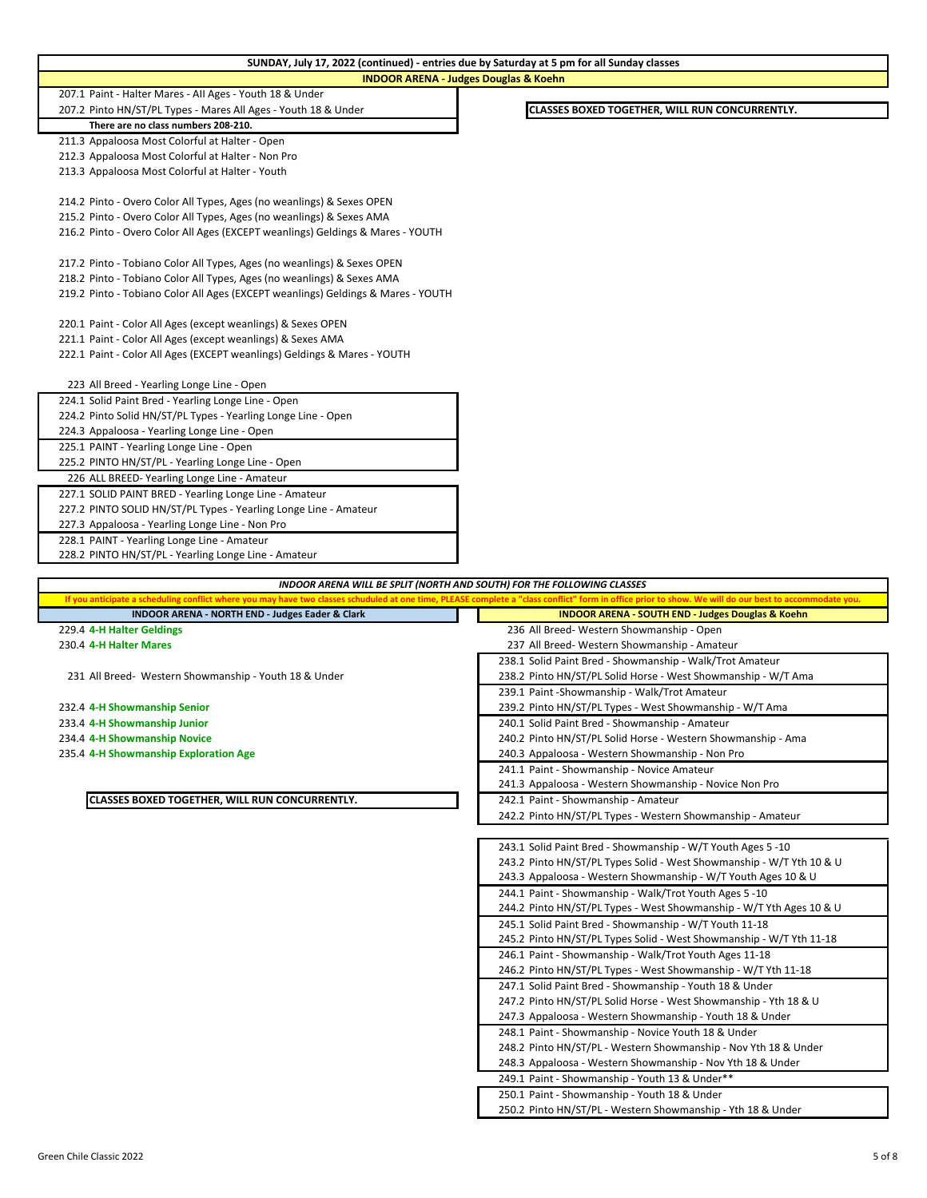**SUNDAY, July 17, 2022 (continued) - entries due by Saturday at 5 pm for all Sunday classes**

**INDOOR ARENA - Judges Douglas & Koehn**

207.1 Paint - Halter Mares - All Ages - Youth 18 & Under
207.2 Pinto HN/ST/PL Types - Mares All Ages - Youth 18 & Under

**CLASSES BOXED TOGETHER, WILL RUN CONCURRENTLY.**

**There are no class numbers 208-210.**

211.3 Appaloosa Most Colorful at Halter - Open
212.3 Appaloosa Most Colorful at Halter - Non Pro
213.3 Appaloosa Most Colorful at Halter - Youth

214.2 Pinto - Overo Color All Types, Ages (no weanlings) & Sexes OPEN
215.2 Pinto - Overo Color All Types, Ages (no weanlings) & Sexes AMA
216.2 Pinto - Overo Color All Ages (EXCEPT weanlings) Geldings & Mares - YOUTH

217.2 Pinto - Tobiano Color All Types, Ages (no weanlings) & Sexes OPEN
218.2 Pinto - Tobiano Color All Types, Ages (no weanlings) & Sexes AMA
219.2 Pinto - Tobiano Color All Ages (EXCEPT weanlings) Geldings & Mares - YOUTH

220.1 Paint - Color All Ages (except weanlings) & Sexes OPEN
221.1 Paint - Color All Ages (except weanlings) & Sexes AMA
222.1 Paint - Color All Ages (EXCEPT weanlings) Geldings & Mares - YOUTH

223 All Breed - Yearling Longe Line - Open

224.1 Solid Paint Bred - Yearling Longe Line - Open
224.2 Pinto Solid HN/ST/PL Types - Yearling Longe Line - Open
224.3 Appaloosa - Yearling Longe Line - Open

225.1 PAINT - Yearling Longe Line - Open
225.2 PINTO HN/ST/PL - Yearling Longe Line - Open

226 ALL BREED- Yearling Longe Line - Amateur

227.1 SOLID PAINT BRED - Yearling Longe Line - Amateur
227.2 PINTO SOLID HN/ST/PL Types - Yearling Longe Line - Amateur
227.3 Appaloosa - Yearling Longe Line - Non Pro

228.1 PAINT - Yearling Longe Line - Amateur
228.2 PINTO HN/ST/PL - Yearling Longe Line - Amateur

***INDOOR ARENA WILL BE SPLIT (NORTH AND SOUTH) FOR THE FOLLOWING CLASSES***

**If you anticipate a scheduling conflict where you may have two classes schuduled at one time, PLEASE complete a "class conflict" form in office prior to show. We will do our best to accommodate you.**

**INDOOR ARENA - NORTH END - Judges Eader & Clark**

229.4 **4-H Halter Geldings**
230.4 **4-H Halter Mares**

231 All Breed- Western Showmanship - Youth 18 & Under

232.4 **4-H Showmanship Senior**
233.4 **4-H Showmanship Junior**
234.4 **4-H Showmanship Novice**
235.4 **4-H Showmanship Exploration Age**

**CLASSES BOXED TOGETHER, WILL RUN CONCURRENTLY.**

**INDOOR ARENA - SOUTH END - Judges Douglas & Koehn**

236 All Breed- Western Showmanship - Open
237 All Breed- Western Showmanship - Amateur

238.1 Solid Paint Bred - Showmanship - Walk/Trot Amateur
238.2 Pinto HN/ST/PL Solid Horse - West Showmanship - W/T Ama

239.1 Paint -Showmanship - Walk/Trot Amateur
239.2 Pinto HN/ST/PL Types - West Showmanship - W/T Ama

240.1 Solid Paint Bred - Showmanship - Amateur
240.2 Pinto HN/ST/PL Solid Horse - Western Showmanship - Ama
240.3 Appaloosa - Western Showmanship - Non Pro

241.1 Paint - Showmanship - Novice Amateur
241.3 Appaloosa - Western Showmanship - Novice Non Pro

242.1 Paint - Showmanship - Amateur
242.2 Pinto HN/ST/PL Types - Western Showmanship - Amateur

243.1 Solid Paint Bred - Showmanship - W/T Youth Ages 5 -10
243.2 Pinto HN/ST/PL Types Solid - West Showmanship - W/T Yth 10 & U
243.3 Appaloosa - Western Showmanship - W/T Youth Ages 10 & U

244.1 Paint - Showmanship - Walk/Trot Youth Ages 5 -10
244.2 Pinto HN/ST/PL Types - West Showmanship - W/T Yth Ages 10 & U

245.1 Solid Paint Bred - Showmanship - W/T Youth 11-18
245.2 Pinto HN/ST/PL Types Solid - West Showmanship - W/T Yth 11-18

246.1 Paint - Showmanship - Walk/Trot Youth Ages 11-18
246.2 Pinto HN/ST/PL Types - West Showmanship - W/T Yth 11-18

247.1 Solid Paint Bred - Showmanship - Youth 18 & Under
247.2 Pinto HN/ST/PL Solid Horse - West Showmanship - Yth 18 & U
247.3 Appaloosa - Western Showmanship - Youth 18 & Under

248.1 Paint - Showmanship - Novice Youth 18 & Under
248.2 Pinto HN/ST/PL - Western Showmanship - Nov Yth 18 & Under
248.3 Appaloosa - Western Showmanship - Nov Yth 18 & Under

249.1 Paint - Showmanship - Youth 13 & Under**

250.1 Paint - Showmanship - Youth 18 & Under
250.2 Pinto HN/ST/PL - Western Showmanship - Yth 18 & Under

Green Chile Classic 2022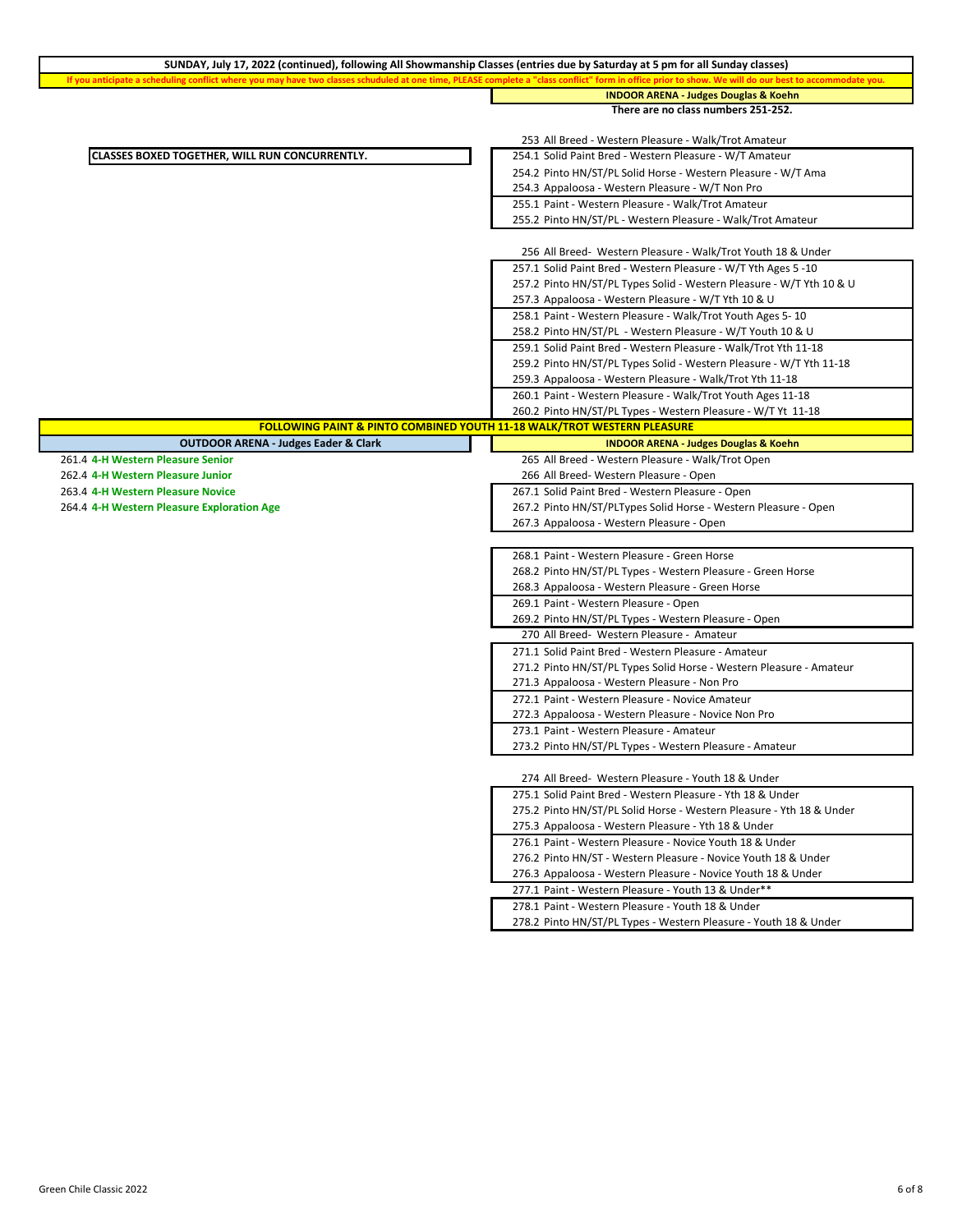**SUNDAY, July 17, 2022 (continued), following All Showmanship Classes (entries due by Saturday at 5 pm for all Sunday classes)**

**If you anticipate a scheduling conflict where you may have two classes schuduled at one time, PLEASE complete a "class conflict" form in office prior to show. We will do our best to accommodate you.**

**INDOOR ARENA - Judges Douglas & Koehn**

**There are no class numbers 251-252.**

**CLASSES BOXED TOGETHER, WILL RUN CONCURRENTLY.**

253 All Breed - Western Pleasure - Walk/Trot Amateur

254.1 Solid Paint Bred - Western Pleasure - W/T Amateur
254.2 Pinto HN/ST/PL Solid Horse - Western Pleasure - W/T Ama
254.3 Appaloosa - Western Pleasure - W/T Non Pro

255.1 Paint - Western Pleasure - Walk/Trot Amateur
255.2 Pinto HN/ST/PL - Western Pleasure - Walk/Trot Amateur

256 All Breed- Western Pleasure - Walk/Trot Youth 18 & Under

257.1 Solid Paint Bred - Western Pleasure - W/T Yth Ages 5 -10
257.2 Pinto HN/ST/PL Types Solid - Western Pleasure - W/T Yth 10 & U
257.3 Appaloosa - Western Pleasure - W/T Yth 10 & U

258.1 Paint - Western Pleasure - Walk/Trot Youth Ages 5- 10
258.2 Pinto HN/ST/PL - Western Pleasure - W/T Youth 10 & U

259.1 Solid Paint Bred - Western Pleasure - Walk/Trot Yth 11-18
259.2 Pinto HN/ST/PL Types Solid - Western Pleasure - W/T Yth 11-18
259.3 Appaloosa - Western Pleasure - Walk/Trot Yth 11-18

260.1 Paint - Western Pleasure - Walk/Trot Youth Ages 11-18
260.2 Pinto HN/ST/PL Types - Western Pleasure - W/T Yt 11-18

**FOLLOWING PAINT & PINTO COMBINED YOUTH 11-18 WALK/TROT WESTERN PLEASURE**

**OUTDOOR ARENA - Judges Eader & Clark**

261.4 **4-H Western Pleasure Senior**
262.4 **4-H Western Pleasure Junior**
263.4 **4-H Western Pleasure Novice**
264.4 **4-H Western Pleasure Exploration Age**

**INDOOR ARENA - Judges Douglas & Koehn**

265 All Breed - Western Pleasure - Walk/Trot Open
266 All Breed- Western Pleasure - Open

267.1 Solid Paint Bred - Western Pleasure - Open
267.2 Pinto HN/ST/PLTypes Solid Horse - Western Pleasure - Open
267.3 Appaloosa - Western Pleasure - Open

268.1 Paint - Western Pleasure - Green Horse
268.2 Pinto HN/ST/PL Types - Western Pleasure - Green Horse
268.3 Appaloosa - Western Pleasure - Green Horse

269.1 Paint - Western Pleasure - Open
269.2 Pinto HN/ST/PL Types - Western Pleasure - Open

270 All Breed- Western Pleasure - Amateur

271.1 Solid Paint Bred - Western Pleasure - Amateur
271.2 Pinto HN/ST/PL Types Solid Horse - Western Pleasure - Amateur
271.3 Appaloosa - Western Pleasure - Non Pro

272.1 Paint - Western Pleasure - Novice Amateur
272.3 Appaloosa - Western Pleasure - Novice Non Pro

273.1 Paint - Western Pleasure - Amateur
273.2 Pinto HN/ST/PL Types - Western Pleasure - Amateur

274 All Breed- Western Pleasure - Youth 18 & Under

275.1 Solid Paint Bred - Western Pleasure - Yth 18 & Under
275.2 Pinto HN/ST/PL Solid Horse - Western Pleasure - Yth 18 & Under
275.3 Appaloosa - Western Pleasure - Yth 18 & Under

276.1 Paint - Western Pleasure - Novice Youth 18 & Under
276.2 Pinto HN/ST - Western Pleasure - Novice Youth 18 & Under
276.3 Appaloosa - Western Pleasure - Novice Youth 18 & Under

277.1 Paint - Western Pleasure - Youth 13 & Under**

278.1 Paint - Western Pleasure - Youth 18 & Under
278.2 Pinto HN/ST/PL Types - Western Pleasure - Youth 18 & Under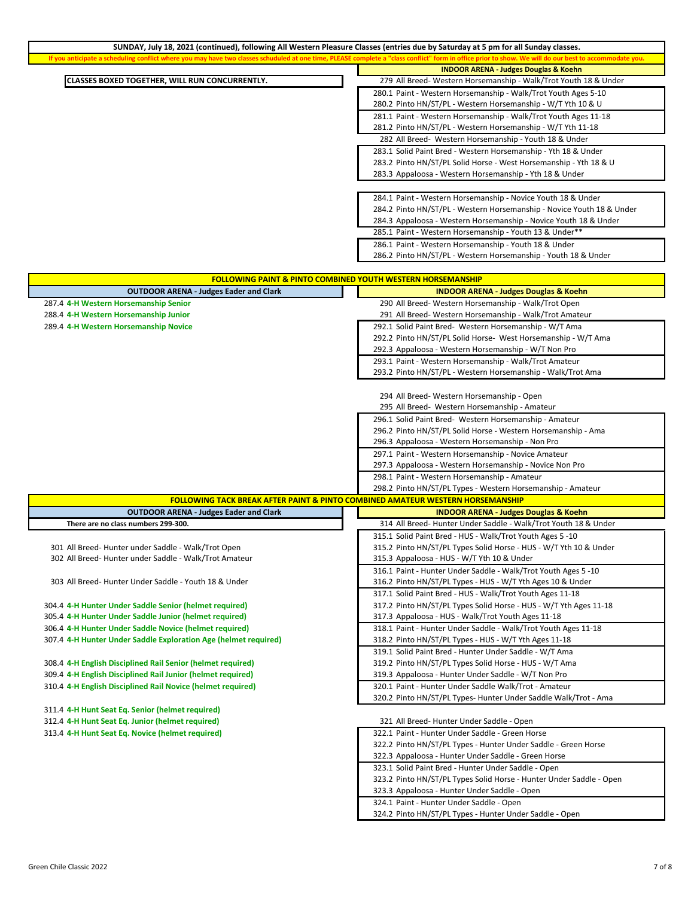**SUNDAY, July 18, 2021 (continued), following All Western Pleasure Classes (entries due by Saturday at 5 pm for all Sunday classes.**

**If you anticipate a scheduling conflict where you may have two classes schuduled at one time, PLEASE complete a "class conflict" form in office prior to show. We will do our best to accommodate you.**

**CLASSES BOXED TOGETHER, WILL RUN CONCURRENTLY.**

**INDOOR ARENA - Judges Douglas & Koehn**

279 All Breed- Western Horsemanship - Walk/Trot Youth 18 & Under

280.1 Paint - Western Horsemanship - Walk/Trot Youth Ages 5-10
280.2 Pinto HN/ST/PL - Western Horsemanship - W/T Yth 10 & U

281.1 Paint - Western Horsemanship - Walk/Trot Youth Ages 11-18
281.2 Pinto HN/ST/PL - Western Horsemanship - W/T Yth 11-18

282 All Breed- Western Horsemanship - Youth 18 & Under

283.1 Solid Paint Bred - Western Horsemanship - Yth 18 & Under
283.2 Pinto HN/ST/PL Solid Horse - West Horsemanship - Yth 18 & U
283.3 Appaloosa - Western Horsemanship - Yth 18 & Under

284.1 Paint - Western Horsemanship - Novice Youth 18 & Under
284.2 Pinto HN/ST/PL - Western Horsemanship - Novice Youth 18 & Under
284.3 Appaloosa - Western Horsemanship - Novice Youth 18 & Under

285.1 Paint - Western Horsemanship - Youth 13 & Under**

286.1 Paint - Western Horsemanship - Youth 18 & Under
286.2 Pinto HN/ST/PL - Western Horsemanship - Youth 18 & Under

**FOLLOWING PAINT & PINTO COMBINED YOUTH WESTERN HORSEMANSHIP**

| OUTDOOR ARENA - Judges Eader and Clark | INDOOR ARENA - Judges Douglas & Koehn |
|---|---|
| 287.4 4-H Western Horsemanship Senior | 290 All Breed- Western Horsemanship - Walk/Trot Open |
| 288.4 4-H Western Horsemanship Junior | 291 All Breed- Western Horsemanship - Walk/Trot Amateur |
| 289.4 4-H Western Horsemanship Novice | 292.1 Solid Paint Bred- Western Horsemanship - W/T Ama |
| | 292.2 Pinto HN/ST/PL Solid Horse- West Horsemanship - W/T Ama |
| | 292.3 Appaloosa - Western Horsemanship - W/T Non Pro |
| | 293.1 Paint - Western Horsemanship - Walk/Trot Amateur |
| | 293.2 Pinto HN/ST/PL - Western Horsemanship - Walk/Trot Ama |
| | |
| | 294 All Breed- Western Horsemanship - Open |
| | 295 All Breed- Western Horsemanship - Amateur |
| | 296.1 Solid Paint Bred- Western Horsemanship - Amateur |
| | 296.2 Pinto HN/ST/PL Solid Horse - Western Horsemanship - Ama |
| | 296.3 Appaloosa - Western Horsemanship - Non Pro |
| | 297.1 Paint - Western Horsemanship - Novice Amateur |
| | 297.3 Appaloosa - Western Horsemanship - Novice Non Pro |
| | 298.1 Paint - Western Horsemanship - Amateur |
| | 298.2 Pinto HN/ST/PL Types - Western Horsemanship - Amateur |

**FOLLOWING TACK BREAK AFTER PAINT & PINTO COMBINED AMATEUR WESTERN HORSEMANSHIP**

| OUTDOOR ARENA - Judges Eader and Clark | INDOOR ARENA - Judges Douglas & Koehn |
|---|---|
| There are no class numbers 299-300. | 314 All Breed- Hunter Under Saddle - Walk/Trot Youth 18 & Under |
| | 315.1 Solid Paint Bred - HUS - Walk/Trot Youth Ages 5 -10 |
| 301 All Breed- Hunter under Saddle - Walk/Trot Open | 315.2 Pinto HN/ST/PL Types Solid Horse - HUS - W/T Yth 10 & Under |
| 302 All Breed- Hunter under Saddle - Walk/Trot Amateur | 315.3 Appaloosa - HUS - W/T Yth 10 & Under |
| | 316.1 Paint - Hunter Under Saddle - Walk/Trot Youth Ages 5 -10 |
| 303 All Breed- Hunter Under Saddle - Youth 18 & Under | 316.2 Pinto HN/ST/PL Types - HUS - W/T Yth Ages 10 & Under |
| | 317.1 Solid Paint Bred - HUS - Walk/Trot Youth Ages 11-18 |
| 304.4 4-H Hunter Under Saddle Senior (helmet required) | 317.2 Pinto HN/ST/PL Types Solid Horse - HUS - W/T Yth Ages 11-18 |
| 305.4 4-H Hunter Under Saddle Junior (helmet required) | 317.3 Appaloosa - HUS - Walk/Trot Youth Ages 11-18 |
| 306.4 4-H Hunter Under Saddle Novice (helmet required) | 318.1 Paint - Hunter Under Saddle - Walk/Trot Youth Ages 11-18 |
| 307.4 4-H Hunter Under Saddle Exploration Age (helmet required) | 318.2 Pinto HN/ST/PL Types - HUS - W/T Yth Ages 11-18 |
| | 319.1 Solid Paint Bred - Hunter Under Saddle - W/T Ama |
| 308.4 4-H English Disciplined Rail Senior (helmet required) | 319.2 Pinto HN/ST/PL Types Solid Horse - HUS - W/T Ama |
| 309.4 4-H English Disciplined Rail Junior (helmet required) | 319.3 Appaloosa - Hunter Under Saddle - W/T Non Pro |
| 310.4 4-H English Disciplined Rail Novice (helmet required) | 320.1 Paint - Hunter Under Saddle Walk/Trot - Amateur |
| | 320.2 Pinto HN/ST/PL Types- Hunter Under Saddle Walk/Trot - Ama |
| 311.4 4-H Hunt Seat Eq. Senior (helmet required) | |
| 312.4 4-H Hunt Seat Eq. Junior (helmet required) | 321 All Breed- Hunter Under Saddle - Open |
| 313.4 4-H Hunt Seat Eq. Novice (helmet required) | 322.1 Paint - Hunter Under Saddle - Green Horse |
| | 322.2 Pinto HN/ST/PL Types - Hunter Under Saddle - Green Horse |
| | 322.3 Appaloosa - Hunter Under Saddle - Green Horse |
| | 323.1 Solid Paint Bred - Hunter Under Saddle - Open |
| | 323.2 Pinto HN/ST/PL Types Solid Horse - Hunter Under Saddle - Open |
| | 323.3 Appaloosa - Hunter Under Saddle - Open |
| | 324.1 Paint - Hunter Under Saddle - Open |
| | 324.2 Pinto HN/ST/PL Types - Hunter Under Saddle - Open |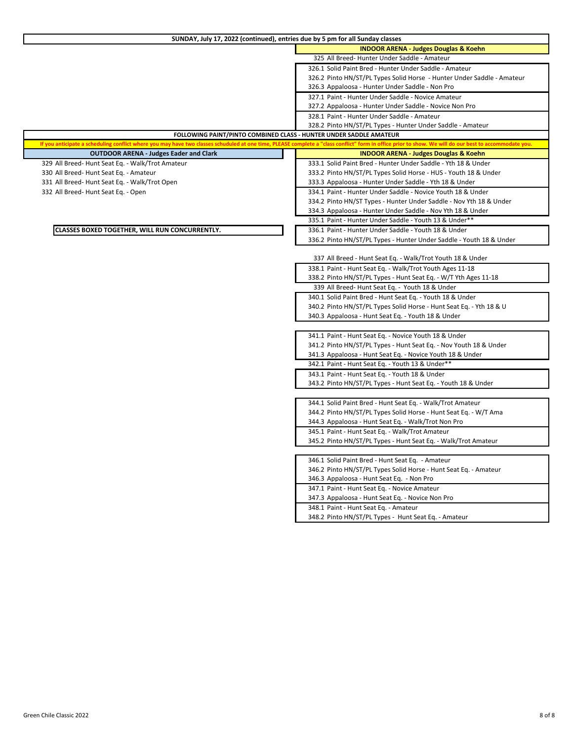**SUNDAY, July 17, 2022 (continued), entries due by 5 pm for all Sunday classes**

**INDOOR ARENA - Judges Douglas & Koehn**

325 All Breed- Hunter Under Saddle - Amateur

326.1 Solid Paint Bred - Hunter Under Saddle - Amateur
326.2 Pinto HN/ST/PL Types Solid Horse - Hunter Under Saddle - Amateur
326.3 Appaloosa - Hunter Under Saddle - Non Pro

327.1 Paint - Hunter Under Saddle - Novice Amateur
327.2 Appaloosa - Hunter Under Saddle - Novice Non Pro

328.1 Paint - Hunter Under Saddle - Amateur
328.2 Pinto HN/ST/PL Types - Hunter Under Saddle - Amateur

**FOLLOWING PAINT/PINTO COMBINED CLASS - HUNTER UNDER SADDLE AMATEUR**

**If you anticipate a scheduling conflict where you may have two classes schuduled at one time, PLEASE complete a "class conflict" form in office prior to show. We will do our best to accommodate you.**

**OUTDOOR ARENA - Judges Eader and Clark**

329 All Breed- Hunt Seat Eq. - Walk/Trot Amateur
330 All Breed- Hunt Seat Eq. - Amateur
331 All Breed- Hunt Seat Eq. - Walk/Trot Open
332 All Breed- Hunt Seat Eq. - Open

**CLASSES BOXED TOGETHER, WILL RUN CONCURRENTLY.**

**INDOOR ARENA - Judges Douglas & Koehn**

333.1 Solid Paint Bred - Hunter Under Saddle - Yth 18 & Under
333.2 Pinto HN/ST/PL Types Solid Horse - HUS - Youth 18 & Under
333.3 Appaloosa - Hunter Under Saddle - Yth 18 & Under

334.1 Paint - Hunter Under Saddle - Novice Youth 18 & Under
334.2 Pinto HN/ST Types - Hunter Under Saddle - Nov Yth 18 & Under
334.3 Appaloosa - Hunter Under Saddle - Nov Yth 18 & Under

335.1 Paint - Hunter Under Saddle - Youth 13 & Under**

336.1 Paint - Hunter Under Saddle - Youth 18 & Under
336.2 Pinto HN/ST/PL Types - Hunter Under Saddle - Youth 18 & Under

337 All Breed - Hunt Seat Eq. - Walk/Trot Youth 18 & Under

338.1 Paint - Hunt Seat Eq. - Walk/Trot Youth Ages 11-18
338.2 Pinto HN/ST/PL Types - Hunt Seat Eq. - W/T Yth Ages 11-18

339 All Breed- Hunt Seat Eq. - Youth 18 & Under

340.1 Solid Paint Bred - Hunt Seat Eq. - Youth 18 & Under
340.2 Pinto HN/ST/PL Types Solid Horse - Hunt Seat Eq. - Yth 18 & U
340.3 Appaloosa - Hunt Seat Eq. - Youth 18 & Under

341.1 Paint - Hunt Seat Eq. - Novice Youth 18 & Under
341.2 Pinto HN/ST/PL Types - Hunt Seat Eq. - Nov Youth 18 & Under
341.3 Appaloosa - Hunt Seat Eq. - Novice Youth 18 & Under

342.1 Paint - Hunt Seat Eq. - Youth 13 & Under**

343.1 Paint - Hunt Seat Eq. - Youth 18 & Under
343.2 Pinto HN/ST/PL Types - Hunt Seat Eq. - Youth 18 & Under

344.1 Solid Paint Bred - Hunt Seat Eq. - Walk/Trot Amateur
344.2 Pinto HN/ST/PL Types Solid Horse - Hunt Seat Eq. - W/T Ama
344.3 Appaloosa - Hunt Seat Eq. - Walk/Trot Non Pro

345.1 Paint - Hunt Seat Eq. - Walk/Trot Amateur
345.2 Pinto HN/ST/PL Types - Hunt Seat Eq. - Walk/Trot Amateur

346.1 Solid Paint Bred - Hunt Seat Eq. - Amateur
346.2 Pinto HN/ST/PL Types Solid Horse - Hunt Seat Eq. - Amateur
346.3 Appaloosa - Hunt Seat Eq. - Non Pro

347.1 Paint - Hunt Seat Eq. - Novice Amateur
347.3 Appaloosa - Hunt Seat Eq. - Novice Non Pro

348.1 Paint - Hunt Seat Eq. - Amateur
348.2 Pinto HN/ST/PL Types - Hunt Seat Eq. - Amateur